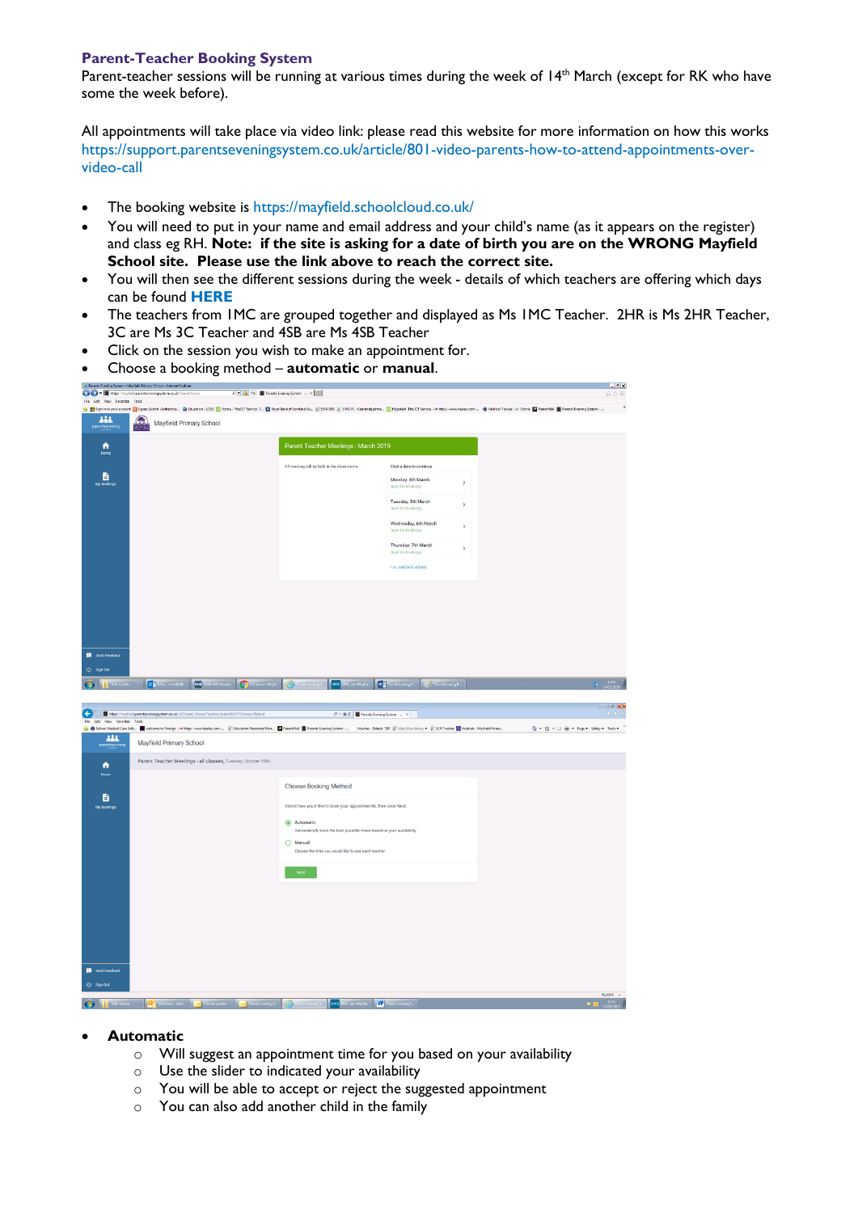## Parent-Teacher Booking System

Parent-teacher sessions will be running at various times during the week of 14th March (except for RK who have some the week before).

All appointments will take place via video link: please read this website for more information on how this works https://support.parentseveningsystem.co.uk/article/801-video-parents-how-to-attend-appointments-over-video-call

- The booking website is https://mayfield.schoolcloud.co.uk/
- You will need to put in your name and email address and your child's name (as it appears on the register) and class eg RH. **Note: if the site is asking for a date of birth you are on the WRONG Mayfield School site. Please use the link above to reach the correct site.**
- You will then see the different sessions during the week - details of which teachers are offering which days can be found **HERE**
- The teachers from 1MC are grouped together and displayed as Ms 1MC Teacher. 2HR is Ms 2HR Teacher, 3C are Ms 3C Teacher and 4SB are Ms 4SB Teacher
- Click on the session you wish to make an appointment for.
- Choose a booking method – **automatic** or **manual**.

- **Automatic**
  - Will suggest an appointment time for you based on your availability
  - Use the slider to indicated your availability
  - You will be able to accept or reject the suggested appointment
  - You can also add another child in the family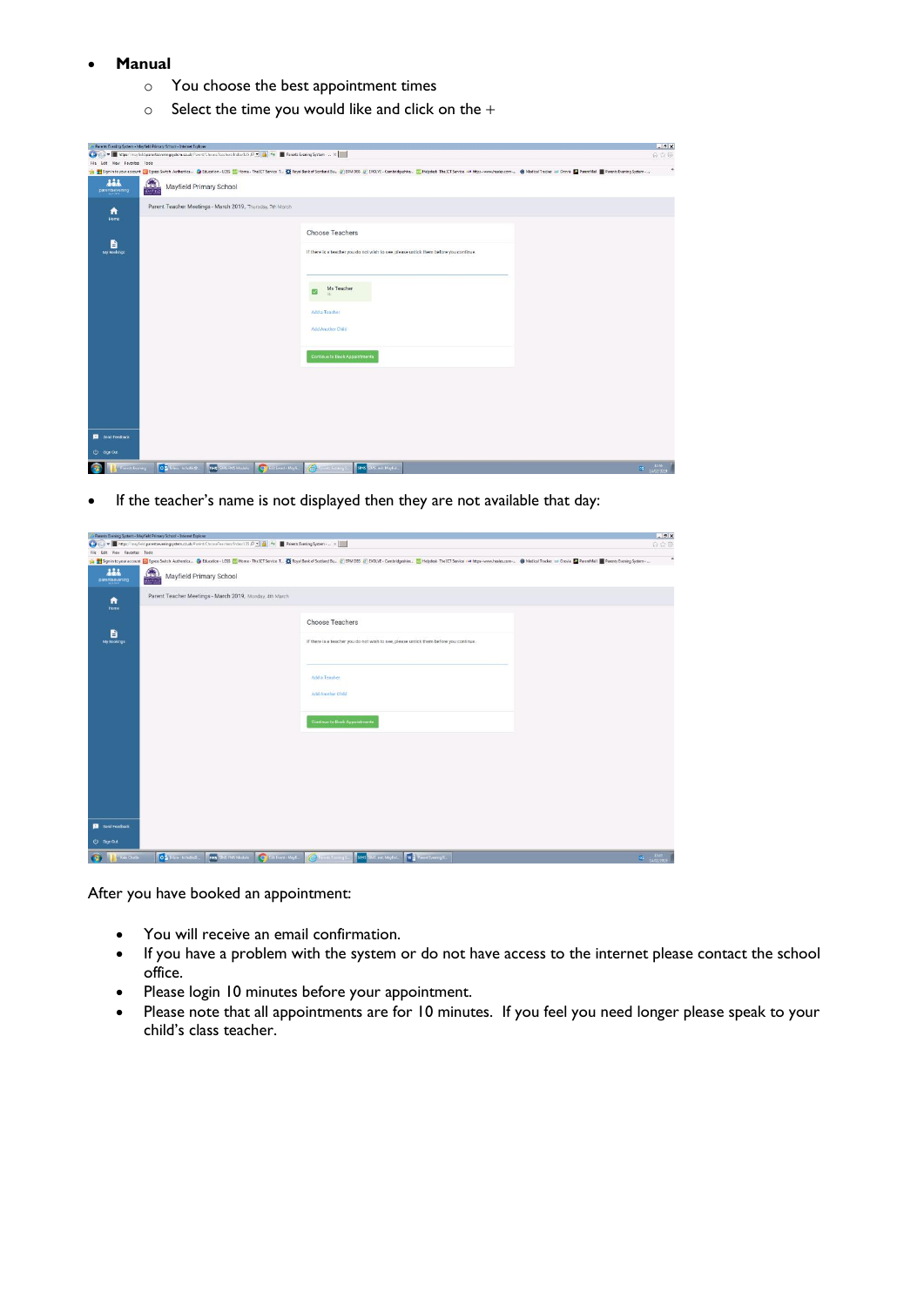- **Manual**
    - You choose the best appointment times
    - Select the time you would like and click on the +

- If the teacher's name is not displayed then they are not available that day:

After you have booked an appointment:

- You will receive an email confirmation.
- If you have a problem with the system or do not have access to the internet please contact the school office.
- Please login 10 minutes before your appointment.
- Please note that all appointments are for 10 minutes. If you feel you need longer please speak to your child's class teacher.